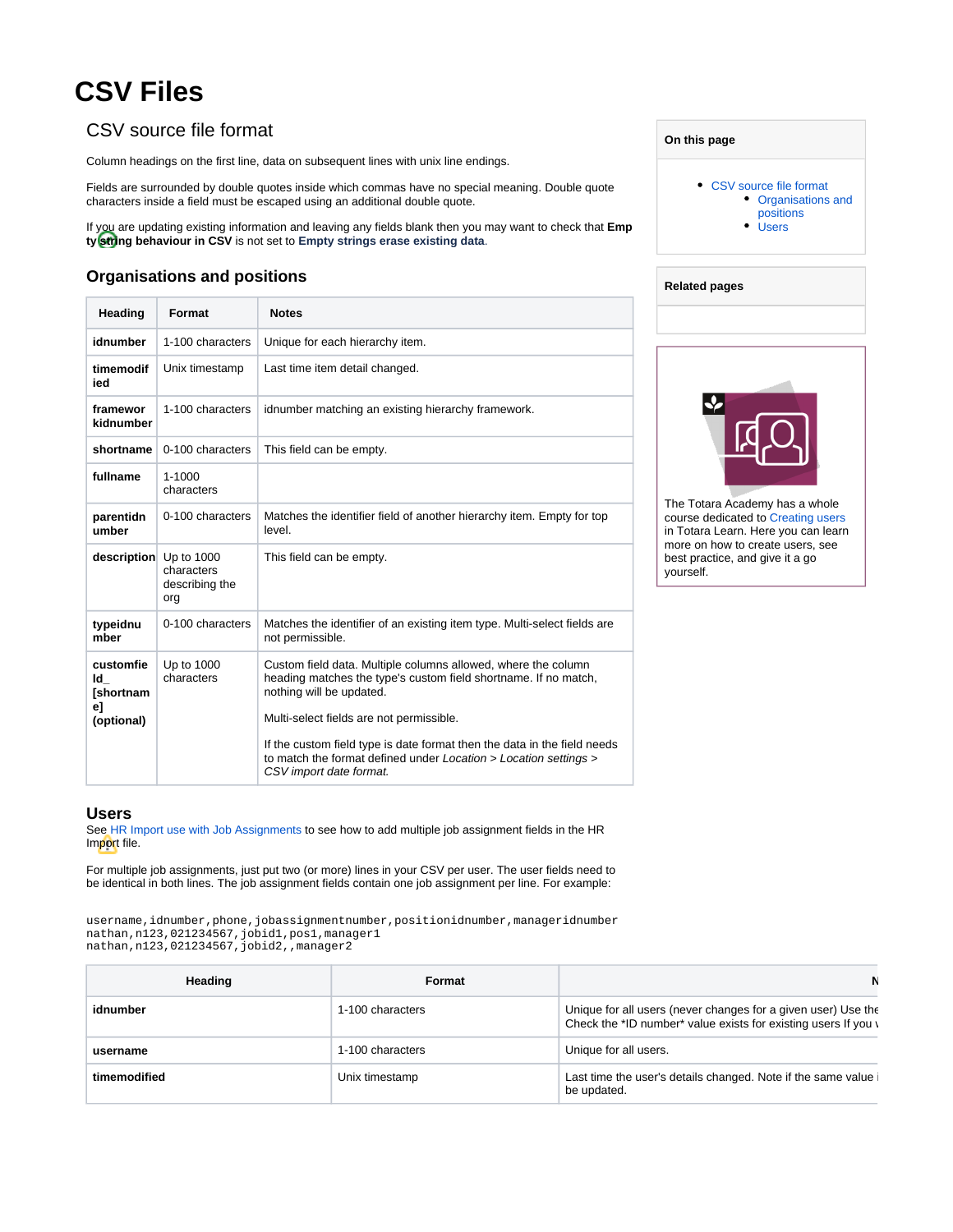# CSV Files

## CSV source file format

Column headings on the first line, data on subsequent lines with unix line endings.

Fields are surrounded by double quotes inside which commas have no special meaning. Double quote characters inside a field must be escaped using an additional double quote.

If you are updating existing information and leaving any fields blank then you may want to check that **Empty string behaviour in CSV** is not set to **Empty strings erase existing data**.

### Organisations and positions

| Heading | Format | Notes |
|---|---|---|
| **idnumber** | 1-100 characters | Unique for each hierarchy item. |
| **timemodified** | Unix timestamp | Last time item detail changed. |
| **frameworkidnumber** | 1-100 characters | idnumber matching an existing hierarchy framework. |
| **shortname** | 0-100 characters | This field can be empty. |
| **fullname** | 1-1000 characters | |
| **parentidnumber** | 0-100 characters | Matches the identifier field of another hierarchy item. Empty for top level. |
| **description** | Up to 1000 characters describing the org | This field can be empty. |
| **typeidnumber** | 0-100 characters | Matches the identifier of an existing item type. Multi-select fields are not permissible. |
| **customfield_[shortname] (optional)** | Up to 1000 characters | Custom field data. Multiple columns allowed, where the column heading matches the type's custom field shortname. If no match, nothing will be updated.<br><br>Multi-select fields are not permissible.<br><br>If the custom field type is date format then the data in the field needs to match the format defined under *Location > Location settings > CSV import date format.* |

### Users

See HR Import use with Job Assignments to see how to add multiple job assignment fields in the HR Import file.

For multiple job assignments, just put two (or more) lines in your CSV per user. The user fields need to be identical in both lines. The job assignment fields contain one job assignment per line. For example:

```
username,idnumber,phone,jobassignmentnumber,positionidnumber,manageridnumber
nathan,n123,021234567,jobid1,pos1,manager1
nathan,n123,021234567,jobid2,,manager2
```

| Heading | Format | N |
|---|---|---|
| **idnumber** | 1-100 characters | Unique for all users (never changes for a given user) Use the Check the *ID number* value exists for existing users If you |
| **username** | 1-100 characters | Unique for all users. |
| **timemodified** | Unix timestamp | Last time the user's details changed. Note if the same value be updated. |

**On this page**

- CSV source file format
  - Organisations and positions
  - Users

**Related pages**

The Totara Academy has a whole course dedicated to Creating users in Totara Learn. Here you can learn more on how to create users, see best practice, and give it a go yourself.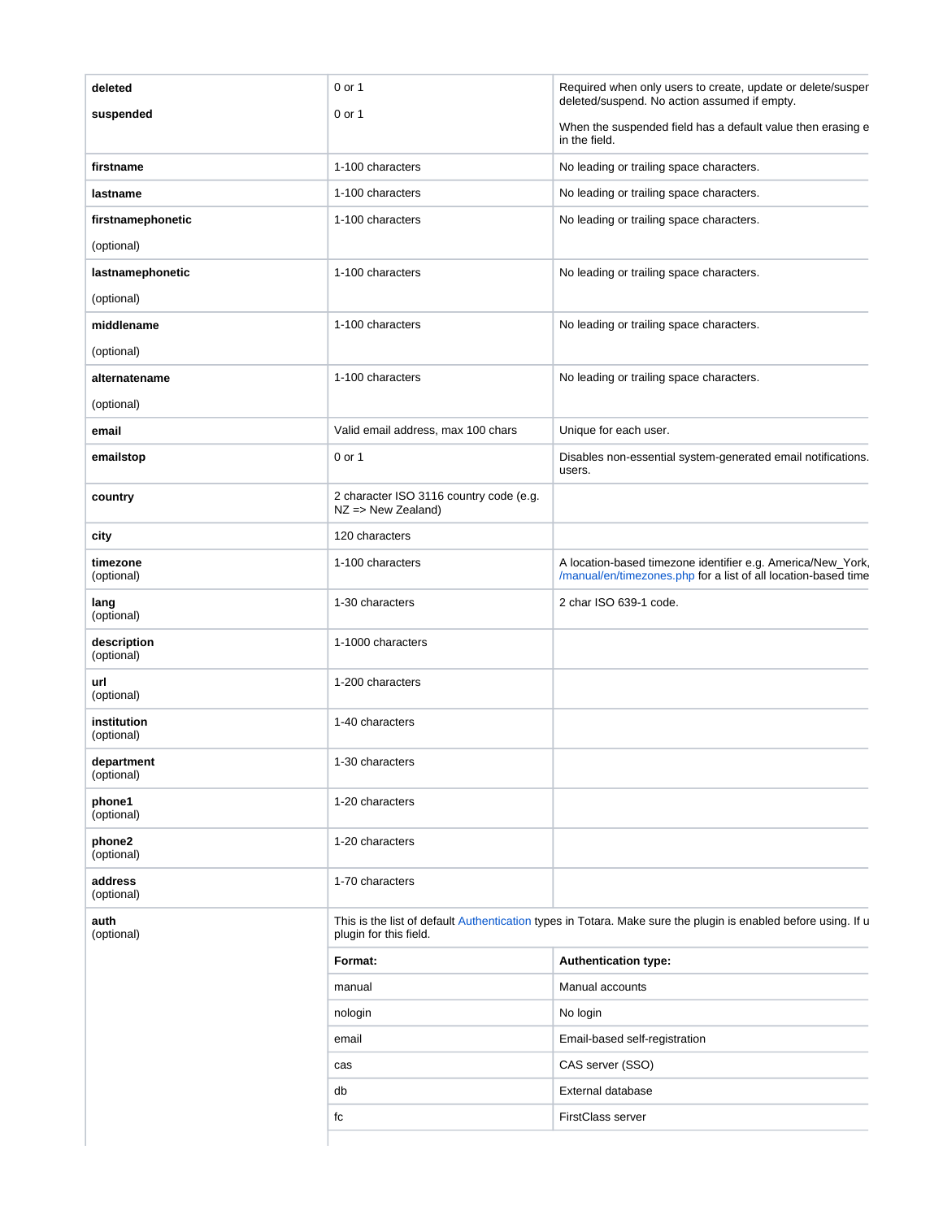| | | |
|---|---|---|
| **deleted**<br><br>**suspended** | 0 or 1<br><br>0 or 1 | Required when only users to create, update or delete/susper deleted/suspend. No action assumed if empty.<br><br>When the suspended field has a default value then erasing e in the field. |
| **firstname** | 1-100 characters | No leading or trailing space characters. |
| **lastname** | 1-100 characters | No leading or trailing space characters. |
| **firstnamephonetic**<br><br>(optional) | 1-100 characters | No leading or trailing space characters. |
| **lastnamephonetic**<br><br>(optional) | 1-100 characters | No leading or trailing space characters. |
| **middlename**<br><br>(optional) | 1-100 characters | No leading or trailing space characters. |
| **alternatename**<br><br>(optional) | 1-100 characters | No leading or trailing space characters. |
| **email** | Valid email address, max 100 chars | Unique for each user. |
| **emailstop** | 0 or 1 | Disables non-essential system-generated email notifications. users. |
| **country** | 2 character ISO 3116 country code (e.g. NZ => New Zealand) | |
| **city** | 120 characters | |
| **timezone**<br>(optional) | 1-100 characters | A location-based timezone identifier e.g. America/New_York, /manual/en/timezones.php for a list of all location-based time |
| **lang**<br>(optional) | 1-30 characters | 2 char ISO 639-1 code. |
| **description**<br>(optional) | 1-1000 characters | |
| **url**<br>(optional) | 1-200 characters | |
| **institution**<br>(optional) | 1-40 characters | |
| **department**<br>(optional) | 1-30 characters | |
| **phone1**<br>(optional) | 1-20 characters | |
| **phone2**<br>(optional) | 1-20 characters | |
| **address**<br>(optional) | 1-70 characters | |
| **auth**<br>(optional) | This is the list of default Authentication types in Totara. Make sure the plugin is enabled before using. If u plugin for this field. | |
| | **Format:** | **Authentication type:** |
| | manual | Manual accounts |
| | nologin | No login |
| | email | Email-based self-registration |
| | cas | CAS server (SSO) |
| | db | External database |
| | fc | FirstClass server |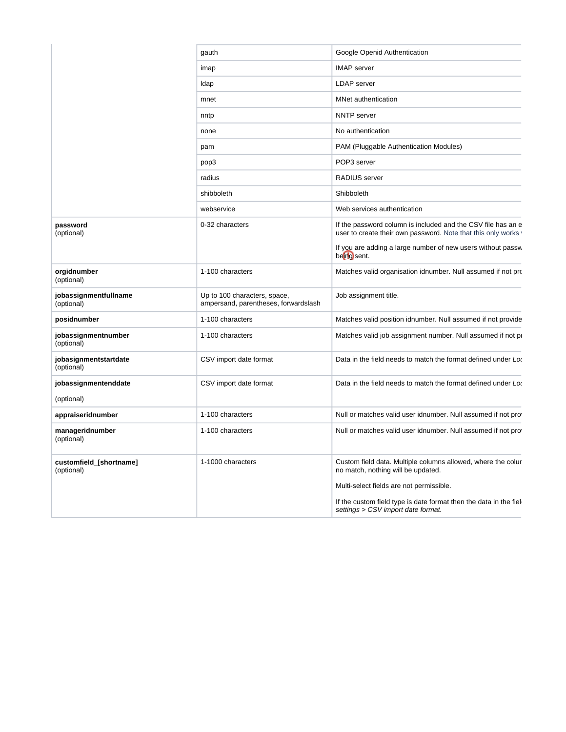| | | |
|---|---|---|
| | gauth | Google Openid Authentication |
| | imap | IMAP server |
| | ldap | LDAP server |
| | mnet | MNet authentication |
| | nntp | NNTP server |
| | none | No authentication |
| | pam | PAM (Pluggable Authentication Modules) |
| | pop3 | POP3 server |
| | radius | RADIUS server |
| | shibboleth | Shibboleth |
| | webservice | Web services authentication |
| **password** (optional) | 0-32 characters | If the password column is included and the CSV file has an e user to create their own password. Note that this only works <br><br> If you are adding a large number of new users without passw being sent. |
| **orgidnumber** (optional) | 1-100 characters | Matches valid organisation idnumber. Null assumed if not pro |
| **jobassignmentfullname** (optional) | Up to 100 characters, space, ampersand, parentheses, forwardslash | Job assignment title. |
| **posidnumber** | 1-100 characters | Matches valid position idnumber. Null assumed if not provide |
| **jobassignmentnumber** (optional) | 1-100 characters | Matches valid job assignment number. Null assumed if not pr |
| **jobassignmentstartdate** (optional) | CSV import date format | Data in the field needs to match the format defined under *Lo* |
| **jobassignmentenddate** <br><br> (optional) | CSV import date format | Data in the field needs to match the format defined under *Lo* |
| **appraiseridnumber** | 1-100 characters | Null or matches valid user idnumber. Null assumed if not pro |
| **manageridnumber** (optional) | 1-100 characters | Null or matches valid user idnumber. Null assumed if not pro |
| **customfield_[shortname]** (optional) | 1-1000 characters | Custom field data. Multiple columns allowed, where the colur no match, nothing will be updated. <br><br> Multi-select fields are not permissible. <br><br> If the custom field type is date format then the data in the fiel *settings > CSV import date format.* |